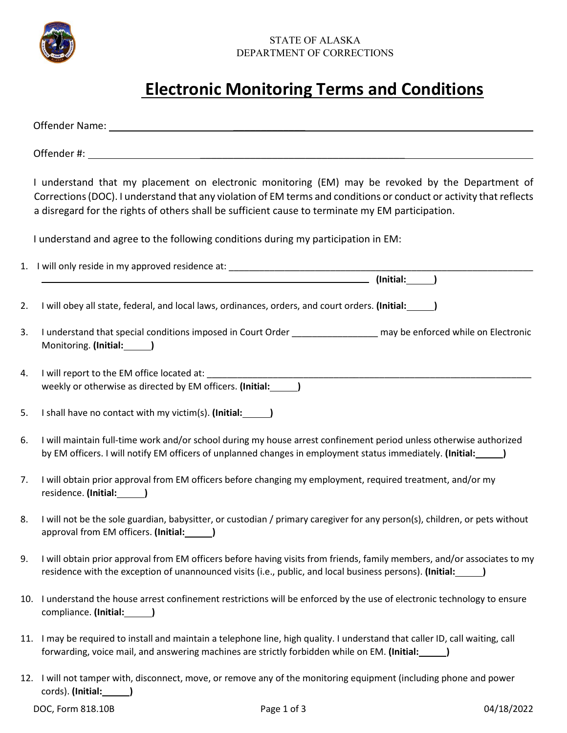STATE OF ALASKA
DEPARTMENT OF CORRECTIONS

# Electronic Monitoring Terms and Conditions

Offender Name: ______________________________

Offender #: ______________________________

I understand that my placement on electronic monitoring (EM) may be revoked by the Department of Corrections (DOC). I understand that any violation of EM terms and conditions or conduct or activity that reflects a disregard for the rights of others shall be sufficient cause to terminate my EM participation.

I understand and agree to the following conditions during my participation in EM:

1. I will only reside in my approved residence at: ______________________________ ______________________________ **(Initial:_____)**

2. I will obey all state, federal, and local laws, ordinances, orders, and court orders. **(Initial:_____)**

3. I understand that special conditions imposed in Court Order _________________ may be enforced while on Electronic Monitoring. **(Initial:_____)**

4. I will report to the EM office located at: ______________________________ weekly or otherwise as directed by EM officers. **(Initial:_____)**

5. I shall have no contact with my victim(s). **(Initial:_____)**

6. I will maintain full-time work and/or school during my house arrest confinement period unless otherwise authorized by EM officers. I will notify EM officers of unplanned changes in employment status immediately. **(Initial:_____)**

7. I will obtain prior approval from EM officers before changing my employment, required treatment, and/or my residence. **(Initial:_____)**

8. I will not be the sole guardian, babysitter, or custodian / primary caregiver for any person(s), children, or pets without approval from EM officers. **(Initial:_____)**

9. I will obtain prior approval from EM officers before having visits from friends, family members, and/or associates to my residence with the exception of unannounced visits (i.e., public, and local business persons). **(Initial:_____)**

10. I understand the house arrest confinement restrictions will be enforced by the use of electronic technology to ensure compliance. **(Initial:_____)**

11. I may be required to install and maintain a telephone line, high quality. I understand that caller ID, call waiting, call forwarding, voice mail, and answering machines are strictly forbidden while on EM. **(Initial:_____)**

12. I will not tamper with, disconnect, move, or remove any of the monitoring equipment (including phone and power cords). **(Initial:_____)**

DOC, Form 818.10B 04/18/2022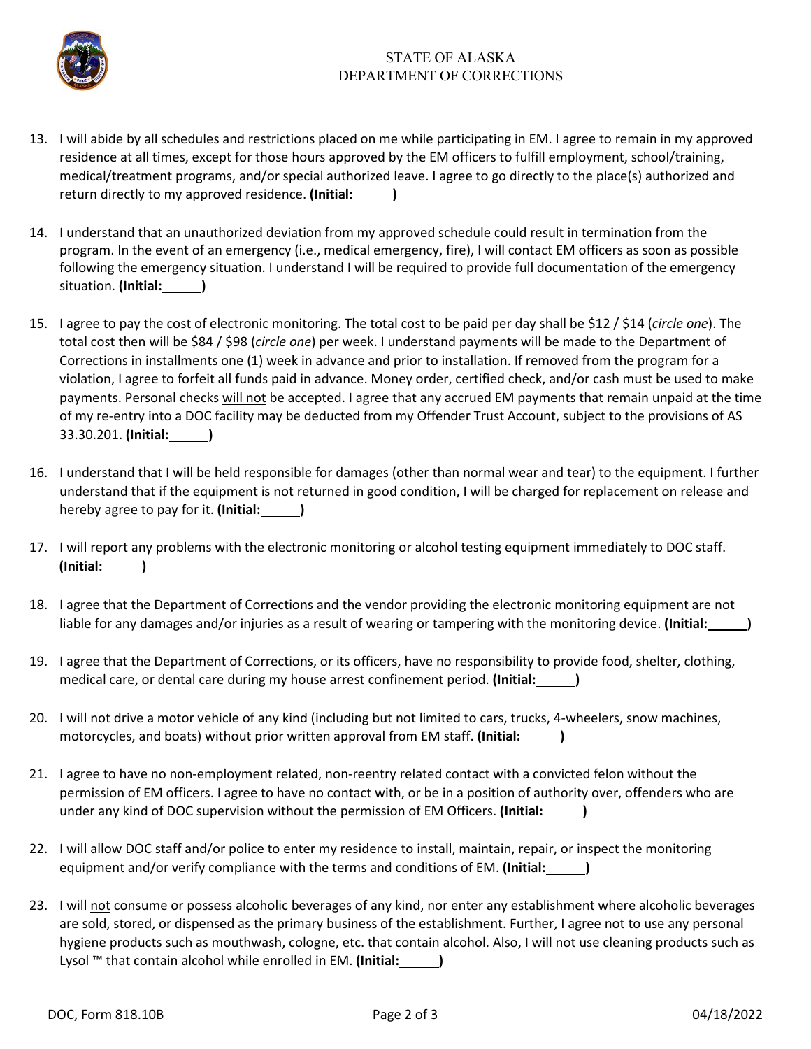STATE OF ALASKA
DEPARTMENT OF CORRECTIONS

13. I will abide by all schedules and restrictions placed on me while participating in EM. I agree to remain in my approved residence at all times, except for those hours approved by the EM officers to fulfill employment, school/training, medical/treatment programs, and/or special authorized leave. I agree to go directly to the place(s) authorized and return directly to my approved residence. **(Initial:\_\_\_\_\_)**

14. I understand that an unauthorized deviation from my approved schedule could result in termination from the program. In the event of an emergency (i.e., medical emergency, fire), I will contact EM officers as soon as possible following the emergency situation. I understand I will be required to provide full documentation of the emergency situation. **(Initial:\_\_\_\_\_)**

15. I agree to pay the cost of electronic monitoring. The total cost to be paid per day shall be $12 / $14 (*circle one*). The total cost then will be $84 / $98 (*circle one*) per week. I understand payments will be made to the Department of Corrections in installments one (1) week in advance and prior to installation. If removed from the program for a violation, I agree to forfeit all funds paid in advance. Money order, certified check, and/or cash must be used to make payments. Personal checks <u>will not</u> be accepted. I agree that any accrued EM payments that remain unpaid at the time of my re-entry into a DOC facility may be deducted from my Offender Trust Account, subject to the provisions of AS 33.30.201. **(Initial:\_\_\_\_\_)**

16. I understand that I will be held responsible for damages (other than normal wear and tear) to the equipment. I further understand that if the equipment is not returned in good condition, I will be charged for replacement on release and hereby agree to pay for it. **(Initial:\_\_\_\_\_)**

17. I will report any problems with the electronic monitoring or alcohol testing equipment immediately to DOC staff. **(Initial:\_\_\_\_\_)**

18. I agree that the Department of Corrections and the vendor providing the electronic monitoring equipment are not liable for any damages and/or injuries as a result of wearing or tampering with the monitoring device. **(Initial:\_\_\_\_\_)**

19. I agree that the Department of Corrections, or its officers, have no responsibility to provide food, shelter, clothing, medical care, or dental care during my house arrest confinement period. **(Initial:\_\_\_\_\_)**

20. I will not drive a motor vehicle of any kind (including but not limited to cars, trucks, 4-wheelers, snow machines, motorcycles, and boats) without prior written approval from EM staff. **(Initial:\_\_\_\_\_)**

21. I agree to have no non-employment related, non-reentry related contact with a convicted felon without the permission of EM officers. I agree to have no contact with, or be in a position of authority over, offenders who are under any kind of DOC supervision without the permission of EM Officers. **(Initial:\_\_\_\_\_)**

22. I will allow DOC staff and/or police to enter my residence to install, maintain, repair, or inspect the monitoring equipment and/or verify compliance with the terms and conditions of EM. **(Initial:\_\_\_\_\_)**

23. I will <u>not</u> consume or possess alcoholic beverages of any kind, nor enter any establishment where alcoholic beverages are sold, stored, or dispensed as the primary business of the establishment. Further, I agree not to use any personal hygiene products such as mouthwash, cologne, etc. that contain alcohol. Also, I will not use cleaning products such as Lysol ™ that contain alcohol while enrolled in EM. **(Initial:\_\_\_\_\_)**

DOC, Form 818.10B 04/18/2022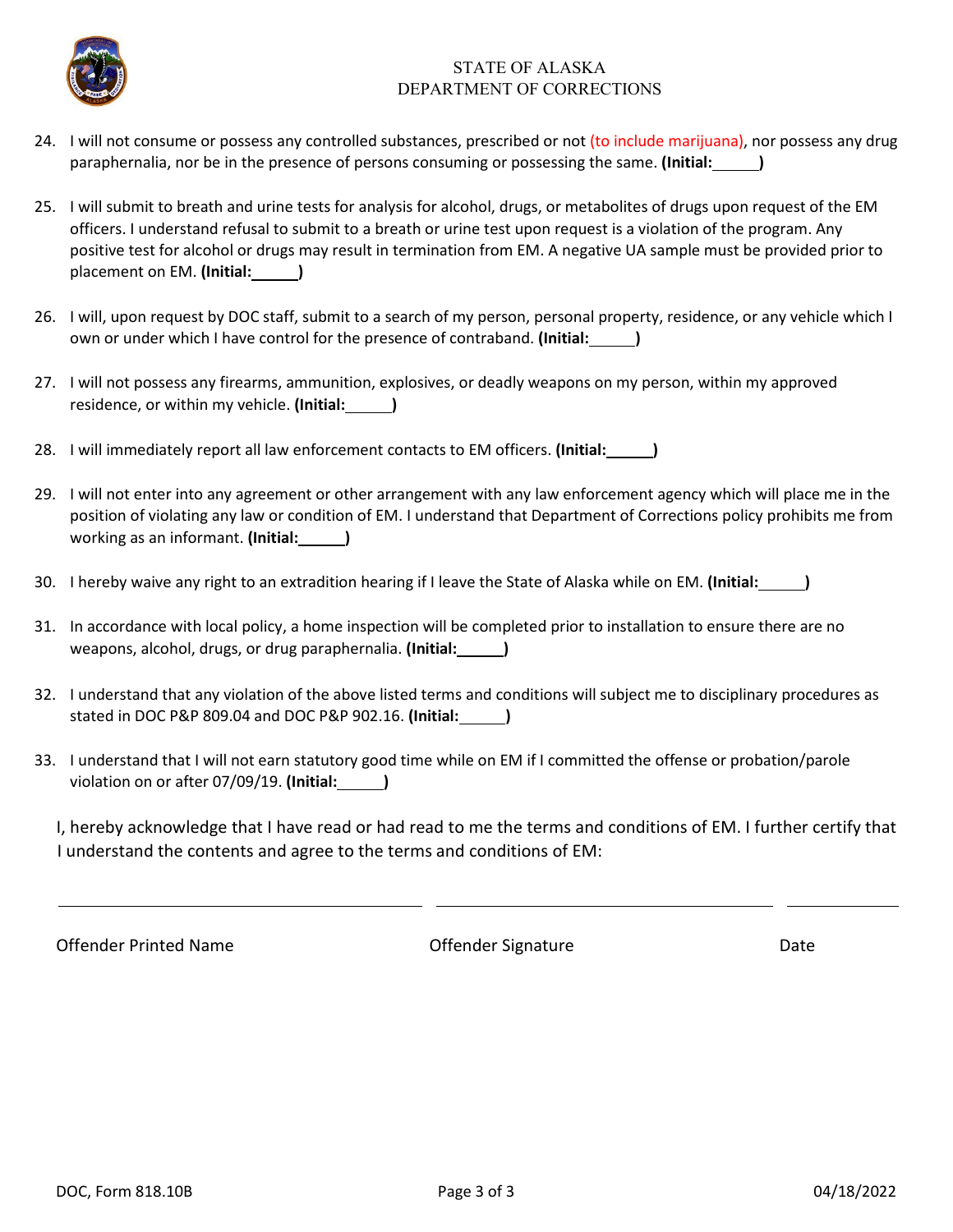STATE OF ALASKA
DEPARTMENT OF CORRECTIONS

24. I will not consume or possess any controlled substances, prescribed or not (to include marijuana), nor possess any drug paraphernalia, nor be in the presence of persons consuming or possessing the same. **(Initial:_____)**

25. I will submit to breath and urine tests for analysis for alcohol, drugs, or metabolites of drugs upon request of the EM officers. I understand refusal to submit to a breath or urine test upon request is a violation of the program. Any positive test for alcohol or drugs may result in termination from EM. A negative UA sample must be provided prior to placement on EM. **(Initial:_____)**

26. I will, upon request by DOC staff, submit to a search of my person, personal property, residence, or any vehicle which I own or under which I have control for the presence of contraband. **(Initial:_____)**

27. I will not possess any firearms, ammunition, explosives, or deadly weapons on my person, within my approved residence, or within my vehicle. **(Initial:_____)**

28. I will immediately report all law enforcement contacts to EM officers. **(Initial:_____)**

29. I will not enter into any agreement or other arrangement with any law enforcement agency which will place me in the position of violating any law or condition of EM. I understand that Department of Corrections policy prohibits me from working as an informant. **(Initial:_____)**

30. I hereby waive any right to an extradition hearing if I leave the State of Alaska while on EM. **(Initial:_____)**

31. In accordance with local policy, a home inspection will be completed prior to installation to ensure there are no weapons, alcohol, drugs, or drug paraphernalia. **(Initial:_____)**

32. I understand that any violation of the above listed terms and conditions will subject me to disciplinary procedures as stated in DOC P&P 809.04 and DOC P&P 902.16. **(Initial:_____)**

33. I understand that I will not earn statutory good time while on EM if I committed the offense or probation/parole violation on or after 07/09/19. **(Initial:_____)**

I, hereby acknowledge that I have read or had read to me the terms and conditions of EM. I further certify that I understand the contents and agree to the terms and conditions of EM:

| Offender Printed Name | Offender Signature | Date |
|---|---|---|
| | | |

DOC, Form 818.10B                04/18/2022